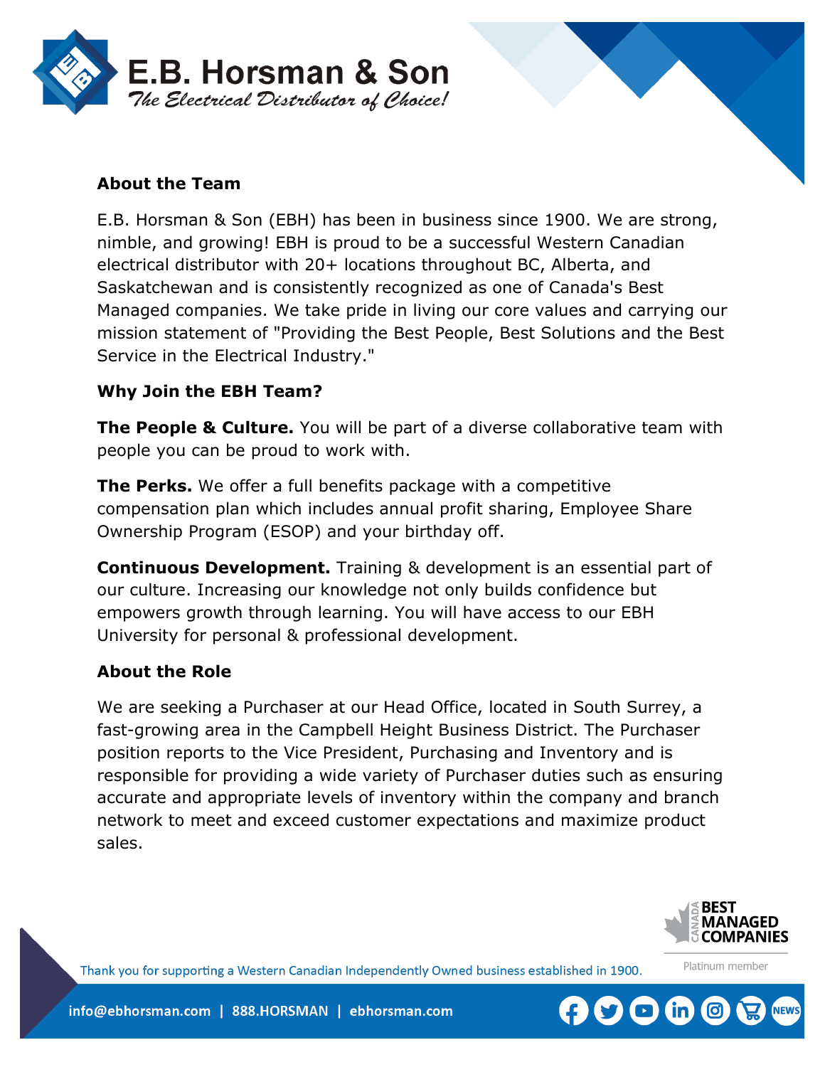# E.B. Horsman & Son

*The Electrical Distributor of Choice!*

## About the Team

E.B. Horsman & Son (EBH) has been in business since 1900. We are strong, nimble, and growing! EBH is proud to be a successful Western Canadian electrical distributor with 20+ locations throughout BC, Alberta, and Saskatchewan and is consistently recognized as one of Canada's Best Managed companies. We take pride in living our core values and carrying our mission statement of "Providing the Best People, Best Solutions and the Best Service in the Electrical Industry."

## Why Join the EBH Team?

**The People & Culture.** You will be part of a diverse collaborative team with people you can be proud to work with.

**The Perks.** We offer a full benefits package with a competitive compensation plan which includes annual profit sharing, Employee Share Ownership Program (ESOP) and your birthday off.

**Continuous Development.** Training & development is an essential part of our culture. Increasing our knowledge not only builds confidence but empowers growth through learning. You will have access to our EBH University for personal & professional development.

## About the Role

We are seeking a Purchaser at our Head Office, located in South Surrey, a fast-growing area in the Campbell Height Business District. The Purchaser position reports to the Vice President, Purchasing and Inventory and is responsible for providing a wide variety of Purchaser duties such as ensuring accurate and appropriate levels of inventory within the company and branch network to meet and exceed customer expectations and maximize product sales.

Canada Best Managed Companies — Platinum member

Thank you for supporting a Western Canadian Independently Owned business established in 1900.

info@ebhorsman.com | 888.HORSMAN | ebhorsman.com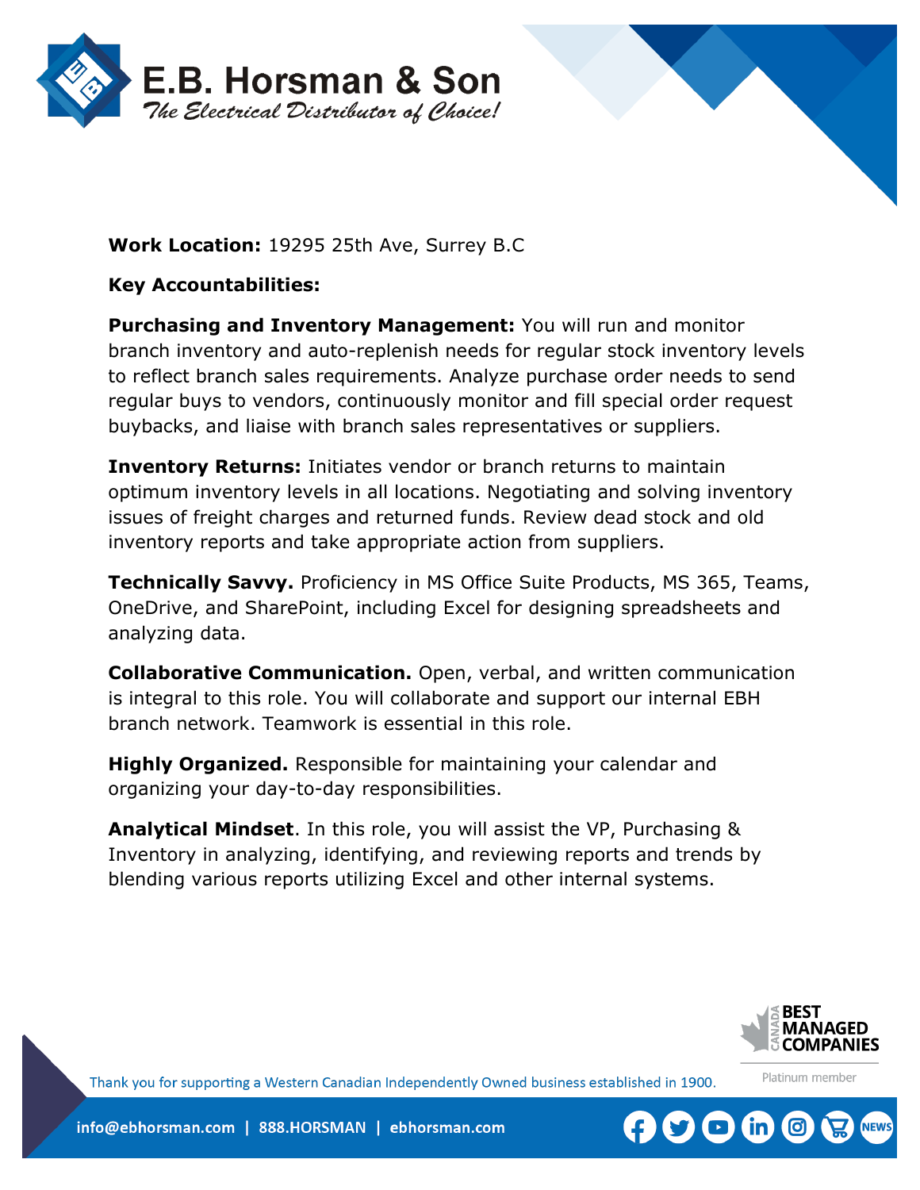**Work Location:** 19295 25th Ave, Surrey B.C

**Key Accountabilities:**

**Purchasing and Inventory Management:** You will run and monitor branch inventory and auto-replenish needs for regular stock inventory levels to reflect branch sales requirements. Analyze purchase order needs to send regular buys to vendors, continuously monitor and fill special order request buybacks, and liaise with branch sales representatives or suppliers.

**Inventory Returns:** Initiates vendor or branch returns to maintain optimum inventory levels in all locations. Negotiating and solving inventory issues of freight charges and returned funds. Review dead stock and old inventory reports and take appropriate action from suppliers.

**Technically Savvy.** Proficiency in MS Office Suite Products, MS 365, Teams, OneDrive, and SharePoint, including Excel for designing spreadsheets and analyzing data.

**Collaborative Communication.** Open, verbal, and written communication is integral to this role. You will collaborate and support our internal EBH branch network. Teamwork is essential in this role.

**Highly Organized.** Responsible for maintaining your calendar and organizing your day-to-day responsibilities.

**Analytical Mindset**. In this role, you will assist the VP, Purchasing & Inventory in analyzing, identifying, and reviewing reports and trends by blending various reports utilizing Excel and other internal systems.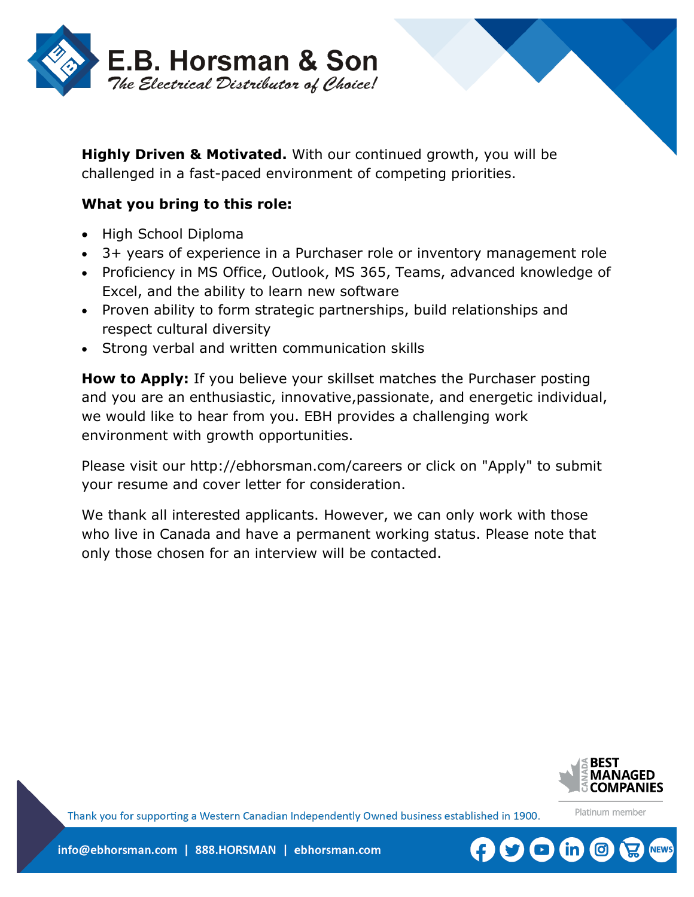**Highly Driven & Motivated.** With our continued growth, you will be challenged in a fast-paced environment of competing priorities.

**What you bring to this role:**

- High School Diploma
- 3+ years of experience in a Purchaser role or inventory management role
- Proficiency in MS Office, Outlook, MS 365, Teams, advanced knowledge of Excel, and the ability to learn new software
- Proven ability to form strategic partnerships, build relationships and respect cultural diversity
- Strong verbal and written communication skills

**How to Apply:** If you believe your skillset matches the Purchaser posting and you are an enthusiastic, innovative,passionate, and energetic individual, we would like to hear from you. EBH provides a challenging work environment with growth opportunities.

Please visit our http://ebhorsman.com/careers or click on "Apply" to submit your resume and cover letter for consideration.

We thank all interested applicants. However, we can only work with those who live in Canada and have a permanent working status. Please note that only those chosen for an interview will be contacted.